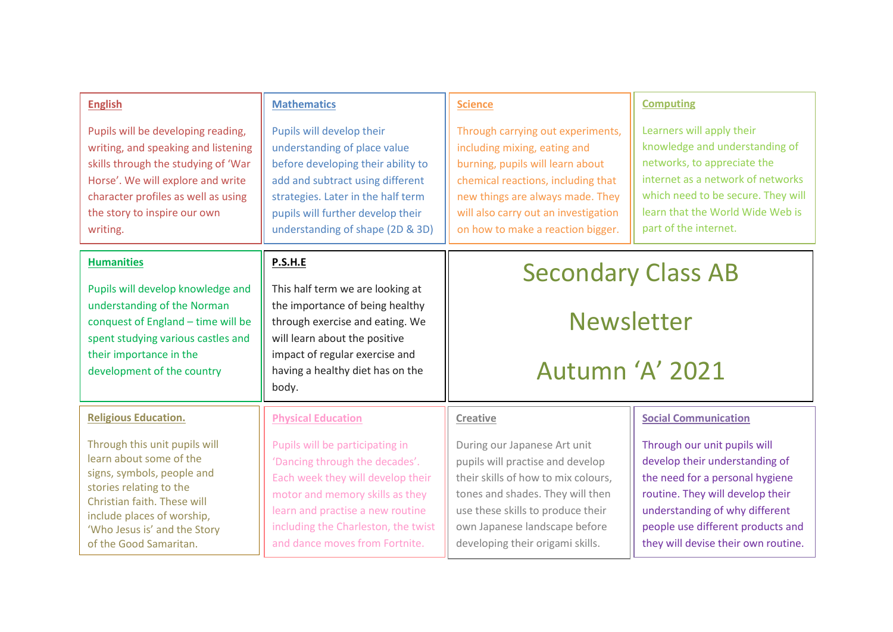# Secondary Class AB Newsletter Autumn 'A' 2021

## English

Pupils will be developing reading, writing, and speaking and listening skills through the studying of 'War Horse'. We will explore and write character profiles as well as using the story to inspire our own writing.

## Mathematics

Pupils will develop their understanding of place value before developing their ability to add and subtract using different strategies. Later in the half term pupils will further develop their understanding of shape (2D & 3D)

## Science

Through carrying out experiments, including mixing, eating and burning, pupils will learn about chemical reactions, including that new things are always made. They will also carry out an investigation on how to make a reaction bigger.

## Computing

Learners will apply their knowledge and understanding of networks, to appreciate the internet as a network of networks which need to be secure. They will learn that the World Wide Web is part of the internet.

## Humanities

Pupils will develop knowledge and understanding of the Norman conquest of England – time will be spent studying various castles and their importance in the development of the country

## P.S.H.E

This half term we are looking at the importance of being healthy through exercise and eating. We will learn about the positive impact of regular exercise and having a healthy diet has on the body.

## Religious Education.

Through this unit pupils will learn about some of the signs, symbols, people and stories relating to the Christian faith. These will include places of worship, 'Who Jesus is' and the Story of the Good Samaritan.

## Physical Education

Pupils will be participating in 'Dancing through the decades'. Each week they will develop their motor and memory skills as they learn and practise a new routine including the Charleston, the twist and dance moves from Fortnite.

## Creative

During our Japanese Art unit pupils will practise and develop their skills of how to mix colours, tones and shades. They will then use these skills to produce their own Japanese landscape before developing their origami skills.

## Social Communication

Through our unit pupils will develop their understanding of the need for a personal hygiene routine. They will develop their understanding of why different people use different products and they will devise their own routine.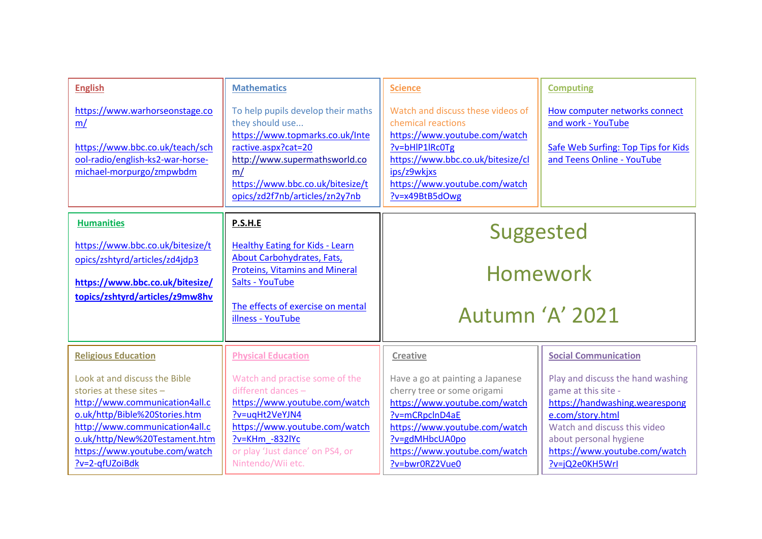# Suggested Homework Autumn 'A' 2021

## English

https://www.warhorseonstage.com/

https://www.bbc.co.uk/teach/school-radio/english-ks2-war-horse-michael-morpurgo/zmpwbdm

## Mathematics

To help pupils develop their maths they should use...

https://www.topmarks.co.uk/Interactive.aspx?cat=20
http://www.supermathsworld.com/
https://www.bbc.co.uk/bitesize/topics/zd2f7nb/articles/zn2y7nb

## Science

Watch and discuss these videos of chemical reactions

https://www.youtube.com/watch?v=bHlP1lRc0Tg
https://www.bbc.co.uk/bitesize/clips/z9wkjxs
https://www.youtube.com/watch?v=x49BtB5dOwg

## Computing

How computer networks connect and work - YouTube

Safe Web Surfing: Top Tips for Kids and Teens Online - YouTube

## Humanities

https://www.bbc.co.uk/bitesize/topics/zshtyrd/articles/zd4jdp3

**https://www.bbc.co.uk/bitesize/topics/zshtyrd/articles/z9mw8hv**

## P.S.H.E

Healthy Eating for Kids - Learn About Carbohydrates, Fats, Proteins, Vitamins and Mineral Salts - YouTube

The effects of exercise on mental illness - YouTube

## Religious Education

Look at and discuss the Bible stories at these sites –

http://www.communication4all.co.uk/http/Bible%20Stories.htm
http://www.communication4all.co.uk/http/New%20Testament.htm
https://www.youtube.com/watch?v=2-qfUZoiBdk

## Physical Education

Watch and practise some of the different dances –

https://www.youtube.com/watch?v=uqHt2VeYJN4
https://www.youtube.com/watch?v=KHm_-832lYc

or play 'Just dance' on PS4, or Nintendo/Wii etc.

## Creative

Have a go at painting a Japanese cherry tree or some origami

https://www.youtube.com/watch?v=mCRpclnD4aE
https://www.youtube.com/watch?v=gdMHbcUA0po
https://www.youtube.com/watch?v=bwr0RZ2Vue0

## Social Communication

Play and discuss the hand washing game at this site -

https://handwashing.wearesponge.com/story.html

Watch and discuss this video about personal hygiene

https://www.youtube.com/watch?v=jQ2e0KH5WrI